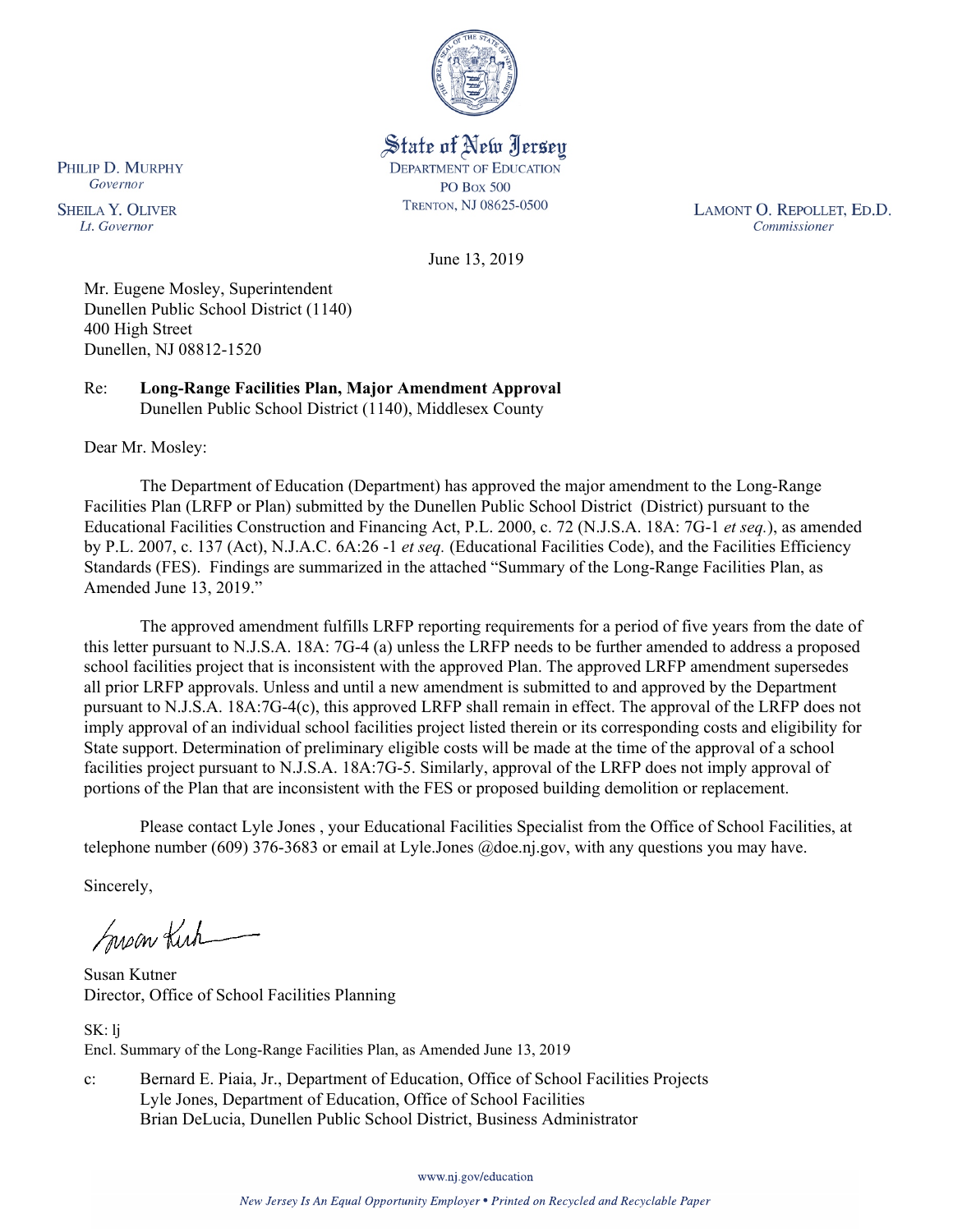State of New Jersey
DEPARTMENT OF EDUCATION
PO BOX 500
TRENTON, NJ 08625-0500

PHILIP D. MURPHY
*Governor*

SHEILA Y. OLIVER
*Lt. Governor*

LAMONT O. REPOLLET, ED.D.
*Commissioner*

June 13, 2019

Mr. Eugene Mosley, Superintendent
Dunellen Public School District (1140)
400 High Street
Dunellen, NJ 08812-1520

Re: **Long-Range Facilities Plan, Major Amendment Approval**
Dunellen Public School District (1140), Middlesex County

Dear Mr. Mosley:

The Department of Education (Department) has approved the major amendment to the Long-Range Facilities Plan (LRFP or Plan) submitted by the Dunellen Public School District (District) pursuant to the Educational Facilities Construction and Financing Act, P.L. 2000, c. 72 (N.J.S.A. 18A: 7G-1 *et seq.*), as amended by P.L. 2007, c. 137 (Act), N.J.A.C. 6A:26 -1 *et seq.* (Educational Facilities Code), and the Facilities Efficiency Standards (FES). Findings are summarized in the attached "Summary of the Long-Range Facilities Plan, as Amended June 13, 2019."

The approved amendment fulfills LRFP reporting requirements for a period of five years from the date of this letter pursuant to N.J.S.A. 18A: 7G-4 (a) unless the LRFP needs to be further amended to address a proposed school facilities project that is inconsistent with the approved Plan. The approved LRFP amendment supersedes all prior LRFP approvals. Unless and until a new amendment is submitted to and approved by the Department pursuant to N.J.S.A. 18A:7G-4(c), this approved LRFP shall remain in effect. The approval of the LRFP does not imply approval of an individual school facilities project listed therein or its corresponding costs and eligibility for State support. Determination of preliminary eligible costs will be made at the time of the approval of a school facilities project pursuant to N.J.S.A. 18A:7G-5. Similarly, approval of the LRFP does not imply approval of portions of the Plan that are inconsistent with the FES or proposed building demolition or replacement.

Please contact Lyle Jones , your Educational Facilities Specialist from the Office of School Facilities, at telephone number (609) 376-3683 or email at Lyle.Jones @doe.nj.gov, with any questions you may have.

Sincerely,

Susan Kutner
Director, Office of School Facilities Planning

SK: lj
Encl. Summary of the Long-Range Facilities Plan, as Amended June 13, 2019

c: Bernard E. Piaia, Jr., Department of Education, Office of School Facilities Projects
Lyle Jones, Department of Education, Office of School Facilities
Brian DeLucia, Dunellen Public School District, Business Administrator

www.nj.gov/education

*New Jersey Is An Equal Opportunity Employer • Printed on Recycled and Recyclable Paper*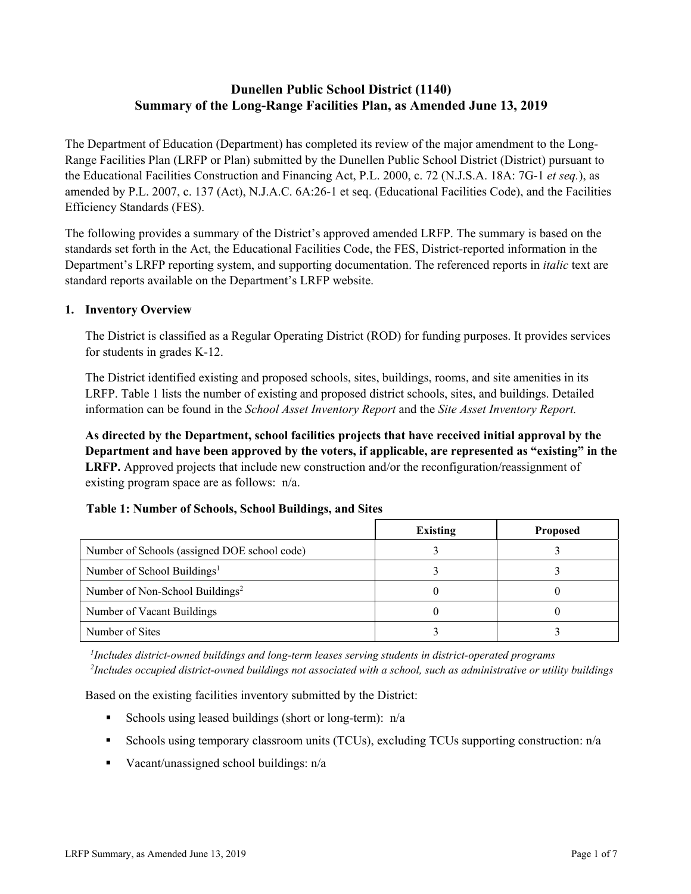# Dunellen Public School District (1140)
# Summary of the Long-Range Facilities Plan, as Amended June 13, 2019

The Department of Education (Department) has completed its review of the major amendment to the Long-Range Facilities Plan (LRFP or Plan) submitted by the Dunellen Public School District (District) pursuant to the Educational Facilities Construction and Financing Act, P.L. 2000, c. 72 (N.J.S.A. 18A: 7G-1 *et seq.*), as amended by P.L. 2007, c. 137 (Act), N.J.A.C. 6A:26-1 et seq. (Educational Facilities Code), and the Facilities Efficiency Standards (FES).

The following provides a summary of the District's approved amended LRFP. The summary is based on the standards set forth in the Act, the Educational Facilities Code, the FES, District-reported information in the Department's LRFP reporting system, and supporting documentation. The referenced reports in *italic* text are standard reports available on the Department's LRFP website.

## 1. Inventory Overview

The District is classified as a Regular Operating District (ROD) for funding purposes. It provides services for students in grades K-12.

The District identified existing and proposed schools, sites, buildings, rooms, and site amenities in its LRFP. Table 1 lists the number of existing and proposed district schools, sites, and buildings. Detailed information can be found in the *School Asset Inventory Report* and the *Site Asset Inventory Report.*

**As directed by the Department, school facilities projects that have received initial approval by the Department and have been approved by the voters, if applicable, are represented as "existing" in the LRFP.** Approved projects that include new construction and/or the reconfiguration/reassignment of existing program space are as follows: n/a.

**Table 1: Number of Schools, School Buildings, and Sites**

| | Existing | Proposed |
|---|---|---|
| Number of Schools (assigned DOE school code) | 3 | 3 |
| Number of School Buildings[1] | 3 | 3 |
| Number of Non-School Buildings[2] | 0 | 0 |
| Number of Vacant Buildings | 0 | 0 |
| Number of Sites | 3 | 3 |

*[1]Includes district-owned buildings and long-term leases serving students in district-operated programs*
*[2]Includes occupied district-owned buildings not associated with a school, such as administrative or utility buildings*

Based on the existing facilities inventory submitted by the District:

- Schools using leased buildings (short or long-term): n/a
- Schools using temporary classroom units (TCUs), excluding TCUs supporting construction: n/a
- Vacant/unassigned school buildings: n/a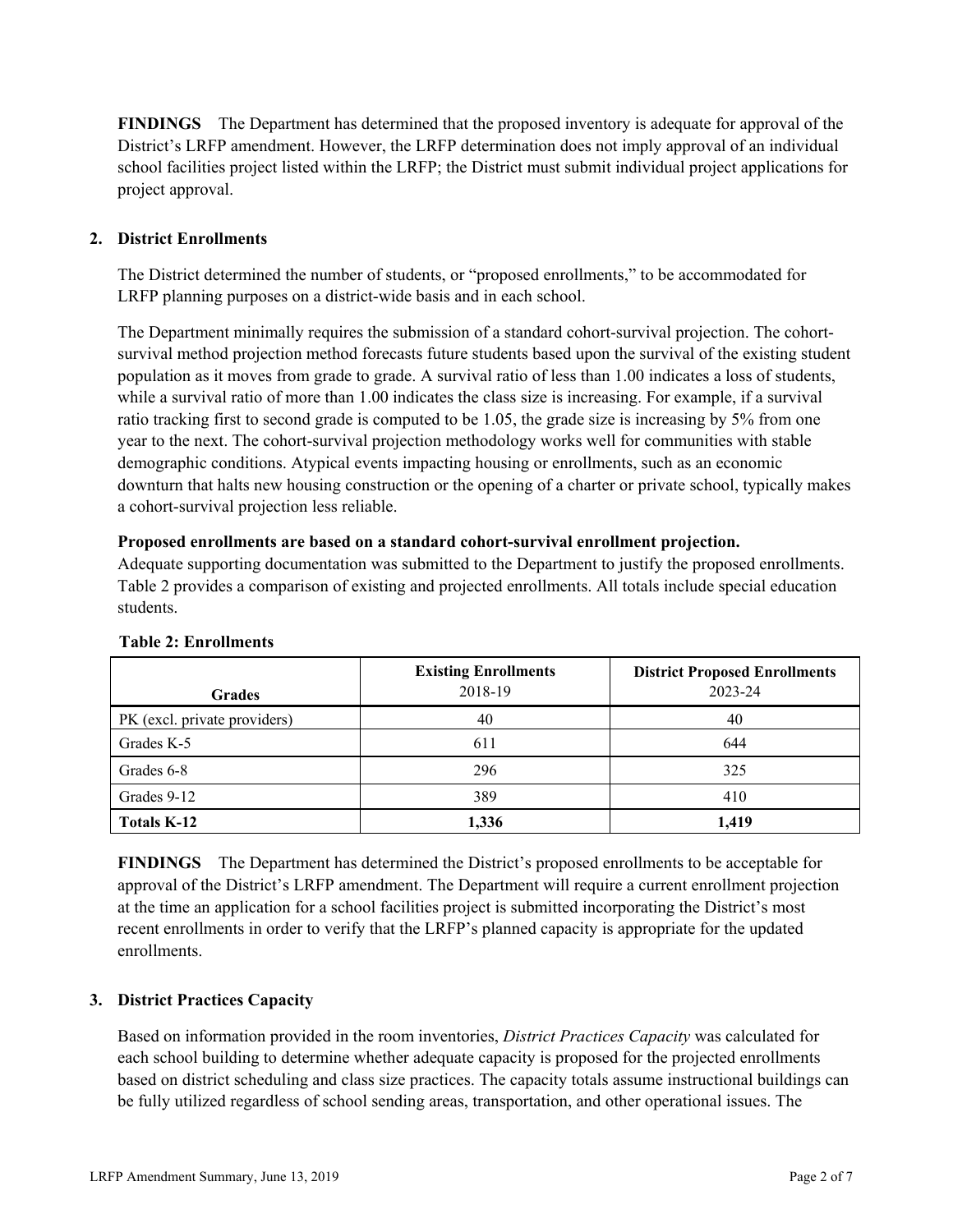**FINDINGS** The Department has determined that the proposed inventory is adequate for approval of the District's LRFP amendment. However, the LRFP determination does not imply approval of an individual school facilities project listed within the LRFP; the District must submit individual project applications for project approval.

## 2. District Enrollments

The District determined the number of students, or "proposed enrollments," to be accommodated for LRFP planning purposes on a district-wide basis and in each school.

The Department minimally requires the submission of a standard cohort-survival projection. The cohort-survival method projection method forecasts future students based upon the survival of the existing student population as it moves from grade to grade. A survival ratio of less than 1.00 indicates a loss of students, while a survival ratio of more than 1.00 indicates the class size is increasing. For example, if a survival ratio tracking first to second grade is computed to be 1.05, the grade size is increasing by 5% from one year to the next. The cohort-survival projection methodology works well for communities with stable demographic conditions. Atypical events impacting housing or enrollments, such as an economic downturn that halts new housing construction or the opening of a charter or private school, typically makes a cohort-survival projection less reliable.

**Proposed enrollments are based on a standard cohort-survival enrollment projection.**
Adequate supporting documentation was submitted to the Department to justify the proposed enrollments. Table 2 provides a comparison of existing and projected enrollments. All totals include special education students.

**Table 2: Enrollments**

| Grades | Existing Enrollments 2018-19 | District Proposed Enrollments 2023-24 |
|---|---|---|
| PK (excl. private providers) | 40 | 40 |
| Grades K-5 | 611 | 644 |
| Grades 6-8 | 296 | 325 |
| Grades 9-12 | 389 | 410 |
| **Totals K-12** | **1,336** | **1,419** |

**FINDINGS** The Department has determined the District's proposed enrollments to be acceptable for approval of the District's LRFP amendment. The Department will require a current enrollment projection at the time an application for a school facilities project is submitted incorporating the District's most recent enrollments in order to verify that the LRFP's planned capacity is appropriate for the updated enrollments.

## 3. District Practices Capacity

Based on information provided in the room inventories, *District Practices Capacity* was calculated for each school building to determine whether adequate capacity is proposed for the projected enrollments based on district scheduling and class size practices. The capacity totals assume instructional buildings can be fully utilized regardless of school sending areas, transportation, and other operational issues. The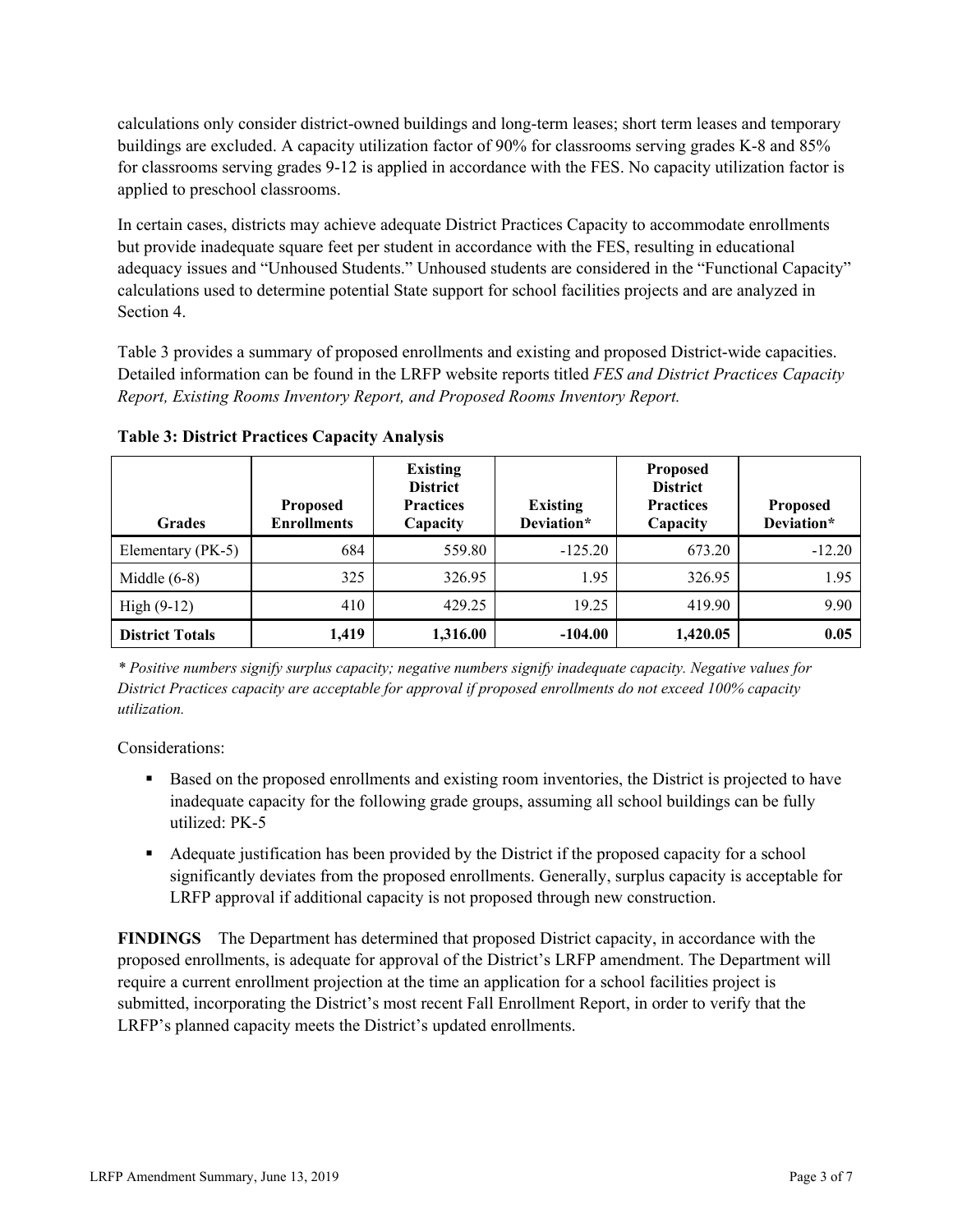calculations only consider district-owned buildings and long-term leases; short term leases and temporary buildings are excluded. A capacity utilization factor of 90% for classrooms serving grades K-8 and 85% for classrooms serving grades 9-12 is applied in accordance with the FES. No capacity utilization factor is applied to preschool classrooms.

In certain cases, districts may achieve adequate District Practices Capacity to accommodate enrollments but provide inadequate square feet per student in accordance with the FES, resulting in educational adequacy issues and "Unhoused Students." Unhoused students are considered in the "Functional Capacity" calculations used to determine potential State support for school facilities projects and are analyzed in Section 4.

Table 3 provides a summary of proposed enrollments and existing and proposed District-wide capacities. Detailed information can be found in the LRFP website reports titled *FES and District Practices Capacity Report, Existing Rooms Inventory Report, and Proposed Rooms Inventory Report.*

**Table 3: District Practices Capacity Analysis**

| Grades | Proposed Enrollments | Existing District Practices Capacity | Existing Deviation* | Proposed District Practices Capacity | Proposed Deviation* |
|---|---|---|---|---|---|
| Elementary (PK-5) | 684 | 559.80 | -125.20 | 673.20 | -12.20 |
| Middle (6-8) | 325 | 326.95 | 1.95 | 326.95 | 1.95 |
| High (9-12) | 410 | 429.25 | 19.25 | 419.90 | 9.90 |
| **District Totals** | **1,419** | **1,316.00** | **-104.00** | **1,420.05** | **0.05** |

*\* Positive numbers signify surplus capacity; negative numbers signify inadequate capacity. Negative values for District Practices capacity are acceptable for approval if proposed enrollments do not exceed 100% capacity utilization.*

Considerations:

- Based on the proposed enrollments and existing room inventories, the District is projected to have inadequate capacity for the following grade groups, assuming all school buildings can be fully utilized: PK-5
- Adequate justification has been provided by the District if the proposed capacity for a school significantly deviates from the proposed enrollments. Generally, surplus capacity is acceptable for LRFP approval if additional capacity is not proposed through new construction.

**FINDINGS** The Department has determined that proposed District capacity, in accordance with the proposed enrollments, is adequate for approval of the District's LRFP amendment. The Department will require a current enrollment projection at the time an application for a school facilities project is submitted, incorporating the District's most recent Fall Enrollment Report, in order to verify that the LRFP's planned capacity meets the District's updated enrollments.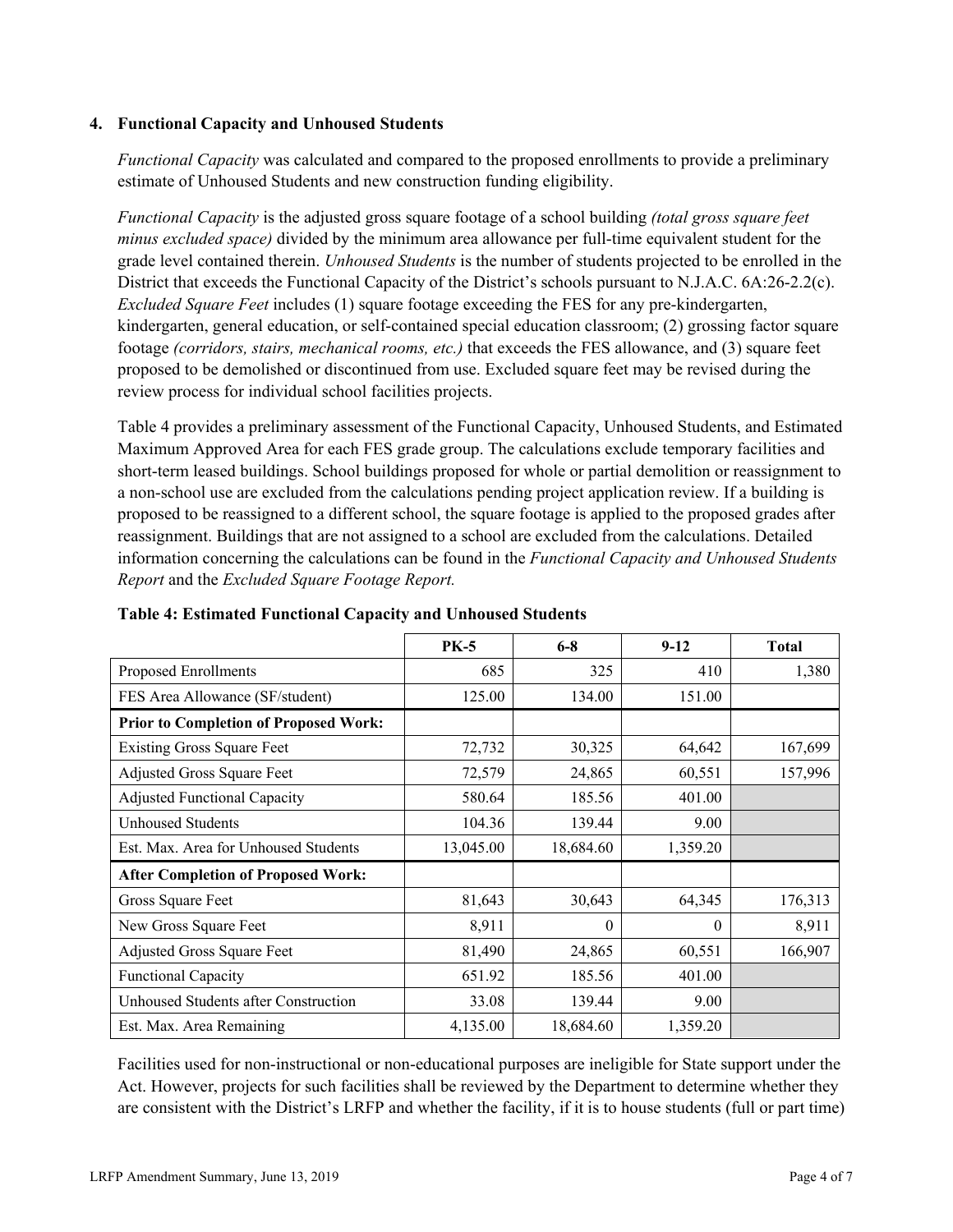### 4. Functional Capacity and Unhoused Students

*Functional Capacity* was calculated and compared to the proposed enrollments to provide a preliminary estimate of Unhoused Students and new construction funding eligibility.

*Functional Capacity* is the adjusted gross square footage of a school building *(total gross square feet minus excluded space)* divided by the minimum area allowance per full-time equivalent student for the grade level contained therein. *Unhoused Students* is the number of students projected to be enrolled in the District that exceeds the Functional Capacity of the District's schools pursuant to N.J.A.C. 6A:26-2.2(c). *Excluded Square Feet* includes (1) square footage exceeding the FES for any pre-kindergarten, kindergarten, general education, or self-contained special education classroom; (2) grossing factor square footage *(corridors, stairs, mechanical rooms, etc.)* that exceeds the FES allowance, and (3) square feet proposed to be demolished or discontinued from use. Excluded square feet may be revised during the review process for individual school facilities projects.

Table 4 provides a preliminary assessment of the Functional Capacity, Unhoused Students, and Estimated Maximum Approved Area for each FES grade group. The calculations exclude temporary facilities and short-term leased buildings. School buildings proposed for whole or partial demolition or reassignment to a non-school use are excluded from the calculations pending project application review. If a building is proposed to be reassigned to a different school, the square footage is applied to the proposed grades after reassignment. Buildings that are not assigned to a school are excluded from the calculations. Detailed information concerning the calculations can be found in the *Functional Capacity and Unhoused Students Report* and the *Excluded Square Footage Report.*

**Table 4: Estimated Functional Capacity and Unhoused Students**

| | PK-5 | 6-8 | 9-12 | Total |
|---|---|---|---|---|
| Proposed Enrollments | 685 | 325 | 410 | 1,380 |
| FES Area Allowance (SF/student) | 125.00 | 134.00 | 151.00 | |
| **Prior to Completion of Proposed Work:** | | | | |
| Existing Gross Square Feet | 72,732 | 30,325 | 64,642 | 167,699 |
| Adjusted Gross Square Feet | 72,579 | 24,865 | 60,551 | 157,996 |
| Adjusted Functional Capacity | 580.64 | 185.56 | 401.00 | |
| Unhoused Students | 104.36 | 139.44 | 9.00 | |
| Est. Max. Area for Unhoused Students | 13,045.00 | 18,684.60 | 1,359.20 | |
| **After Completion of Proposed Work:** | | | | |
| Gross Square Feet | 81,643 | 30,643 | 64,345 | 176,313 |
| New Gross Square Feet | 8,911 | 0 | 0 | 8,911 |
| Adjusted Gross Square Feet | 81,490 | 24,865 | 60,551 | 166,907 |
| Functional Capacity | 651.92 | 185.56 | 401.00 | |
| Unhoused Students after Construction | 33.08 | 139.44 | 9.00 | |
| Est. Max. Area Remaining | 4,135.00 | 18,684.60 | 1,359.20 | |

Facilities used for non-instructional or non-educational purposes are ineligible for State support under the Act. However, projects for such facilities shall be reviewed by the Department to determine whether they are consistent with the District's LRFP and whether the facility, if it is to house students (full or part time)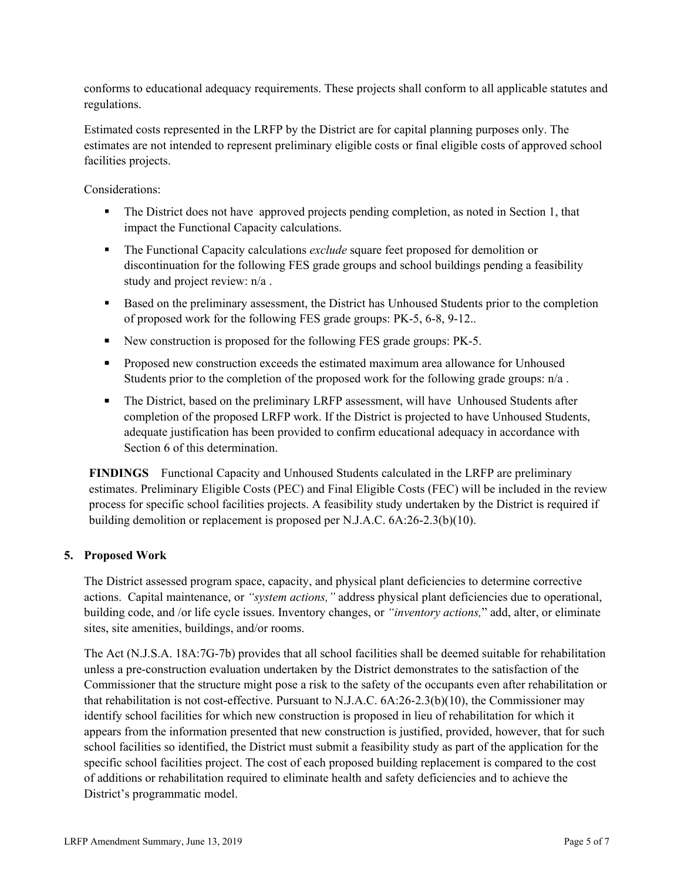conforms to educational adequacy requirements. These projects shall conform to all applicable statutes and regulations.

Estimated costs represented in the LRFP by the District are for capital planning purposes only. The estimates are not intended to represent preliminary eligible costs or final eligible costs of approved school facilities projects.

Considerations:

- The District does not have approved projects pending completion, as noted in Section 1, that impact the Functional Capacity calculations.
- The Functional Capacity calculations *exclude* square feet proposed for demolition or discontinuation for the following FES grade groups and school buildings pending a feasibility study and project review: n/a .
- Based on the preliminary assessment, the District has Unhoused Students prior to the completion of proposed work for the following FES grade groups: PK-5, 6-8, 9-12..
- New construction is proposed for the following FES grade groups: PK-5.
- Proposed new construction exceeds the estimated maximum area allowance for Unhoused Students prior to the completion of the proposed work for the following grade groups: n/a .
- The District, based on the preliminary LRFP assessment, will have Unhoused Students after completion of the proposed LRFP work. If the District is projected to have Unhoused Students, adequate justification has been provided to confirm educational adequacy in accordance with Section 6 of this determination.

**FINDINGS** Functional Capacity and Unhoused Students calculated in the LRFP are preliminary estimates. Preliminary Eligible Costs (PEC) and Final Eligible Costs (FEC) will be included in the review process for specific school facilities projects. A feasibility study undertaken by the District is required if building demolition or replacement is proposed per N.J.A.C. 6A:26-2.3(b)(10).

## 5. Proposed Work

The District assessed program space, capacity, and physical plant deficiencies to determine corrective actions. Capital maintenance, or *"system actions,"* address physical plant deficiencies due to operational, building code, and /or life cycle issues. Inventory changes, or *"inventory actions,"* add, alter, or eliminate sites, site amenities, buildings, and/or rooms.

The Act (N.J.S.A. 18A:7G-7b) provides that all school facilities shall be deemed suitable for rehabilitation unless a pre-construction evaluation undertaken by the District demonstrates to the satisfaction of the Commissioner that the structure might pose a risk to the safety of the occupants even after rehabilitation or that rehabilitation is not cost-effective. Pursuant to N.J.A.C. 6A:26-2.3(b)(10), the Commissioner may identify school facilities for which new construction is proposed in lieu of rehabilitation for which it appears from the information presented that new construction is justified, provided, however, that for such school facilities so identified, the District must submit a feasibility study as part of the application for the specific school facilities project. The cost of each proposed building replacement is compared to the cost of additions or rehabilitation required to eliminate health and safety deficiencies and to achieve the District's programmatic model.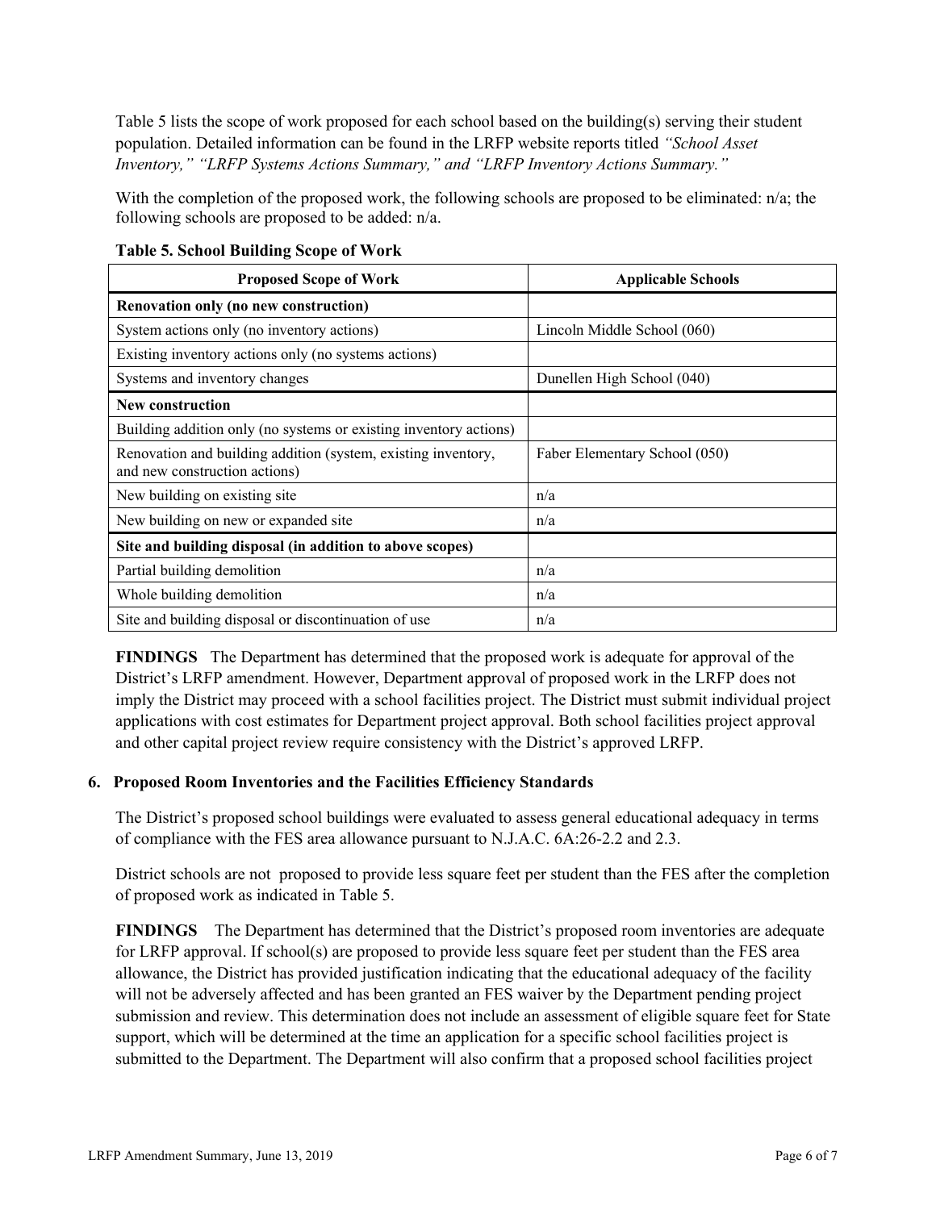Table 5 lists the scope of work proposed for each school based on the building(s) serving their student population. Detailed information can be found in the LRFP website reports titled *"School Asset Inventory," "LRFP Systems Actions Summary," and "LRFP Inventory Actions Summary."*

With the completion of the proposed work, the following schools are proposed to be eliminated: n/a; the following schools are proposed to be added: n/a.

**Table 5. School Building Scope of Work**

| Proposed Scope of Work | Applicable Schools |
|---|---|
| **Renovation only (no new construction)** | |
| System actions only (no inventory actions) | Lincoln Middle School (060) |
| Existing inventory actions only (no systems actions) | |
| Systems and inventory changes | Dunellen High School (040) |
| **New construction** | |
| Building addition only (no systems or existing inventory actions) | |
| Renovation and building addition (system, existing inventory, and new construction actions) | Faber Elementary School (050) |
| New building on existing site | n/a |
| New building on new or expanded site | n/a |
| **Site and building disposal (in addition to above scopes)** | |
| Partial building demolition | n/a |
| Whole building demolition | n/a |
| Site and building disposal or discontinuation of use | n/a |

**FINDINGS** The Department has determined that the proposed work is adequate for approval of the District's LRFP amendment. However, Department approval of proposed work in the LRFP does not imply the District may proceed with a school facilities project. The District must submit individual project applications with cost estimates for Department project approval. Both school facilities project approval and other capital project review require consistency with the District's approved LRFP.

## 6. Proposed Room Inventories and the Facilities Efficiency Standards

The District's proposed school buildings were evaluated to assess general educational adequacy in terms of compliance with the FES area allowance pursuant to N.J.A.C. 6A:26-2.2 and 2.3.

District schools are not proposed to provide less square feet per student than the FES after the completion of proposed work as indicated in Table 5.

**FINDINGS** The Department has determined that the District's proposed room inventories are adequate for LRFP approval. If school(s) are proposed to provide less square feet per student than the FES area allowance, the District has provided justification indicating that the educational adequacy of the facility will not be adversely affected and has been granted an FES waiver by the Department pending project submission and review. This determination does not include an assessment of eligible square feet for State support, which will be determined at the time an application for a specific school facilities project is submitted to the Department. The Department will also confirm that a proposed school facilities project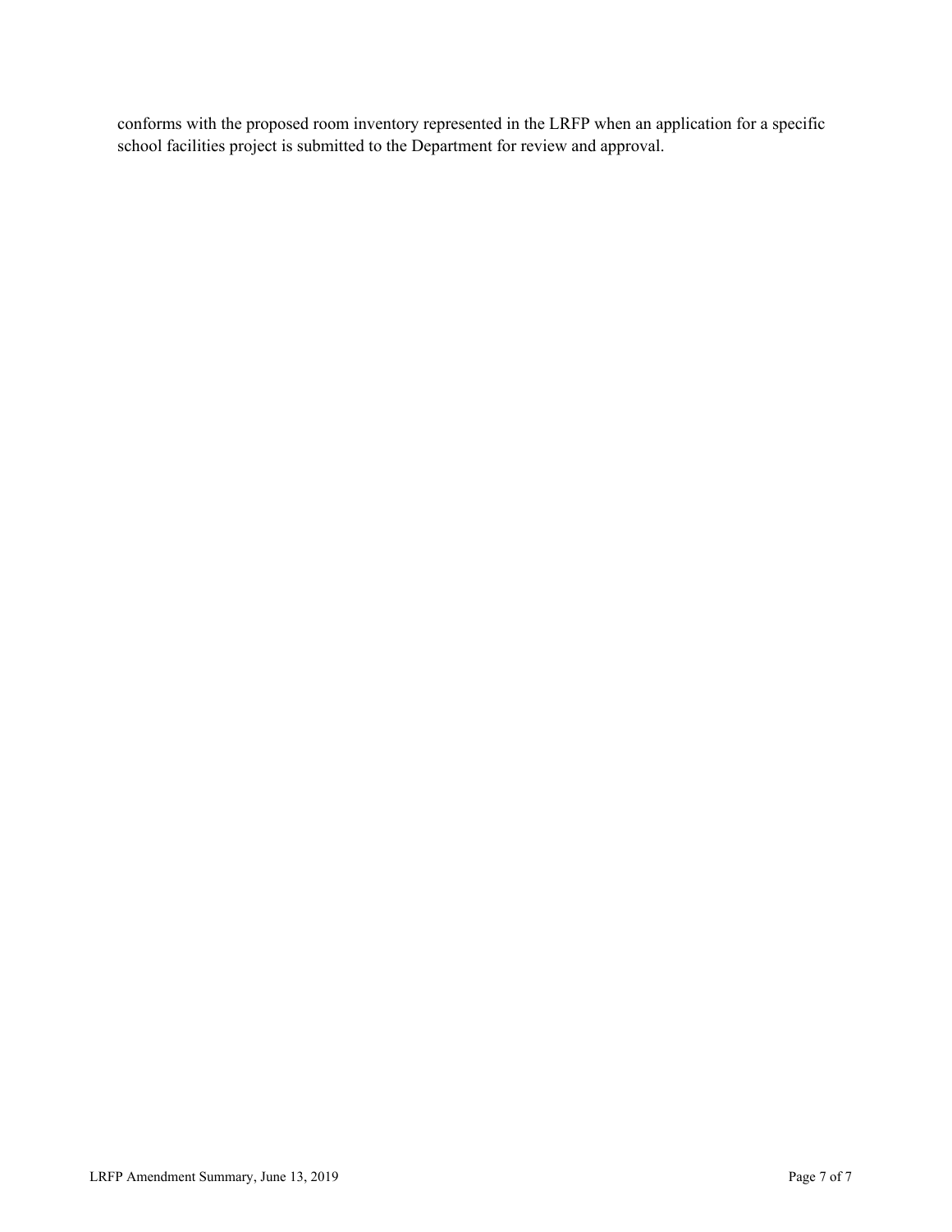conforms with the proposed room inventory represented in the LRFP when an application for a specific school facilities project is submitted to the Department for review and approval.